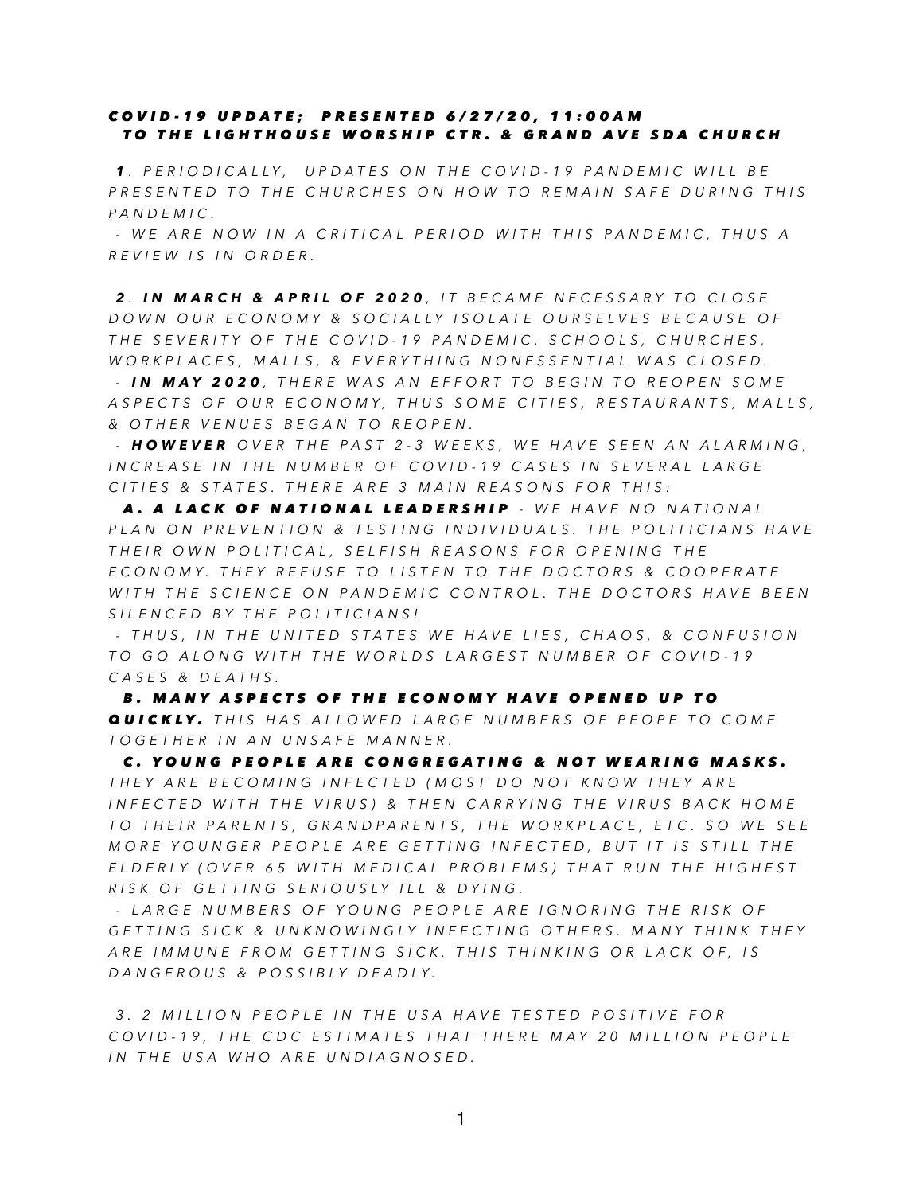***COVID-19 UPDATE; PRESENTED 6/27/20, 11:00AM***
***TO THE LIGHTHOUSE WORSHIP CTR. & GRAND AVE SDA CHURCH***

***1***. *PERIODICALLY, UPDATES ON THE COVID-19 PANDEMIC WILL BE PRESENTED TO THE CHURCHES ON HOW TO REMAIN SAFE DURING THIS PANDEMIC.*

*- WE ARE NOW IN A CRITICAL PERIOD WITH THIS PANDEMIC, THUS A REVIEW IS IN ORDER.*

***2***. ***IN MARCH & APRIL OF 2020****, IT BECAME NECESSARY TO CLOSE DOWN OUR ECONOMY & SOCIALLY ISOLATE OURSELVES BECAUSE OF THE SEVERITY OF THE COVID-19 PANDEMIC. SCHOOLS, CHURCHES, WORKPLACES, MALLS, & EVERYTHING NONESSENTIAL WAS CLOSED.*

*-* ***IN MAY 2020****, THERE WAS AN EFFORT TO BEGIN TO REOPEN SOME ASPECTS OF OUR ECONOMY, THUS SOME CITIES, RESTAURANTS, MALLS, & OTHER VENUES BEGAN TO REOPEN.*

*-* ***HOWEVER*** *OVER THE PAST 2-3 WEEKS, WE HAVE SEEN AN ALARMING, INCREASE IN THE NUMBER OF COVID-19 CASES IN SEVERAL LARGE CITIES & STATES. THERE ARE 3 MAIN REASONS FOR THIS:*

***A. A LACK OF NATIONAL LEADERSHIP*** *- WE HAVE NO NATIONAL PLAN ON PREVENTION & TESTING INDIVIDUALS. THE POLITICIANS HAVE THEIR OWN POLITICAL, SELFISH REASONS FOR OPENING THE ECONOMY. THEY REFUSE TO LISTEN TO THE DOCTORS & COOPERATE WITH THE SCIENCE ON PANDEMIC CONTROL. THE DOCTORS HAVE BEEN SILENCED BY THE POLITICIANS!*

*- THUS, IN THE UNITED STATES WE HAVE LIES, CHAOS, & CONFUSION TO GO ALONG WITH THE WORLDS LARGEST NUMBER OF COVID-19 CASES & DEATHS.*

***B. MANY ASPECTS OF THE ECONOMY HAVE OPENED UP TO QUICKLY.*** *THIS HAS ALLOWED LARGE NUMBERS OF PEOPE TO COME TOGETHER IN AN UNSAFE MANNER.*

***C. YOUNG PEOPLE ARE CONGREGATING & NOT WEARING MASKS.*** *THEY ARE BECOMING INFECTED (MOST DO NOT KNOW THEY ARE INFECTED WITH THE VIRUS) & THEN CARRYING THE VIRUS BACK HOME TO THEIR PARENTS, GRANDPARENTS, THE WORKPLACE, ETC. SO WE SEE MORE YOUNGER PEOPLE ARE GETTING INFECTED, BUT IT IS STILL THE ELDERLY (OVER 65 WITH MEDICAL PROBLEMS) THAT RUN THE HIGHEST RISK OF GETTING SERIOUSLY ILL & DYING.*

*- LARGE NUMBERS OF YOUNG PEOPLE ARE IGNORING THE RISK OF GETTING SICK & UNKNOWINGLY INFECTING OTHERS. MANY THINK THEY ARE IMMUNE FROM GETTING SICK. THIS THINKING OR LACK OF, IS DANGEROUS & POSSIBLY DEADLY.*

*3. 2 MILLION PEOPLE IN THE USA HAVE TESTED POSITIVE FOR COVID-19, THE CDC ESTIMATES THAT THERE MAY 20 MILLION PEOPLE IN THE USA WHO ARE UNDIAGNOSED.*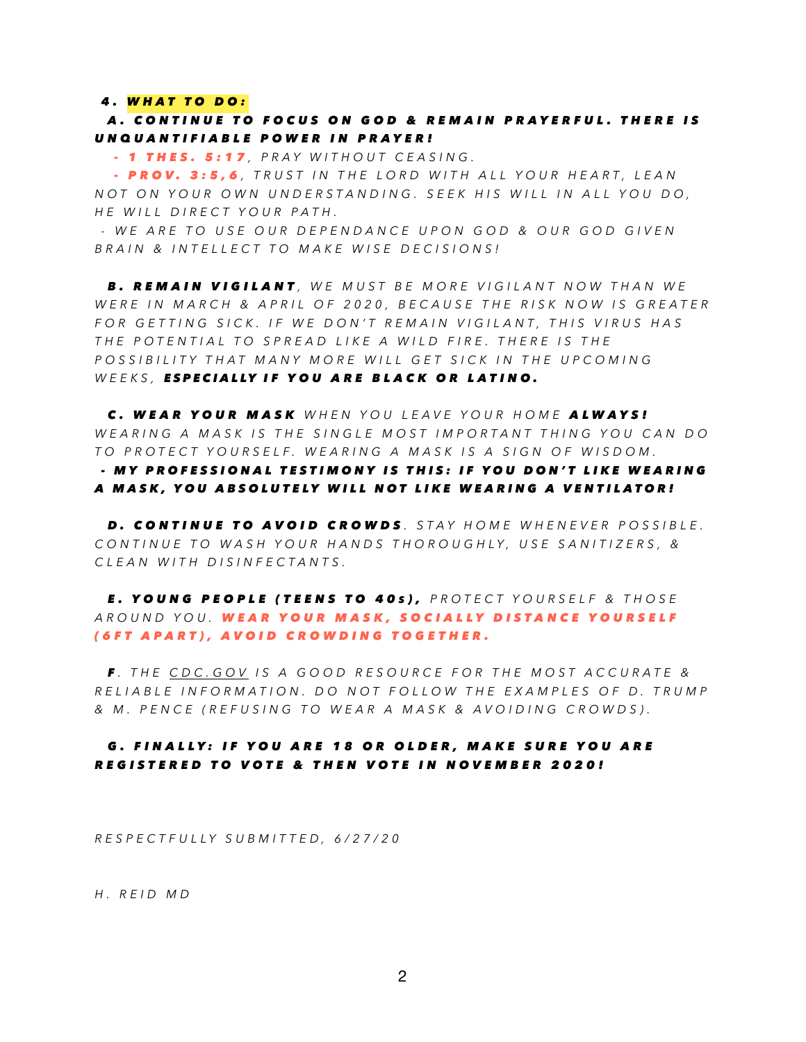### 4. WHAT TO DO:

**A. CONTINUE TO FOCUS ON GOD & REMAIN PRAYERFUL. THERE IS UNQUANTIFIABLE POWER IN PRAYER!**

- ***1 THES. 5:17***, *PRAY WITHOUT CEASING.*
- ***PROV. 3:5,6***, *TRUST IN THE LORD WITH ALL YOUR HEART, LEAN NOT ON YOUR OWN UNDERSTANDING. SEEK HIS WILL IN ALL YOU DO, HE WILL DIRECT YOUR PATH.*
- *WE ARE TO USE OUR DEPENDANCE UPON GOD & OUR GOD GIVEN BRAIN & INTELLECT TO MAKE WISE DECISIONS!*

**B. REMAIN VIGILANT**, *WE MUST BE MORE VIGILANT NOW THAN WE WERE IN MARCH & APRIL OF 2020, BECAUSE THE RISK NOW IS GREATER FOR GETTING SICK. IF WE DON'T REMAIN VIGILANT, THIS VIRUS HAS THE POTENTIAL TO SPREAD LIKE A WILD FIRE. THERE IS THE POSSIBILITY THAT MANY MORE WILL GET SICK IN THE UPCOMING WEEKS,* ***ESPECIALLY IF YOU ARE BLACK OR LATINO.***

**C. WEAR YOUR MASK** *WHEN YOU LEAVE YOUR HOME* ***ALWAYS!*** *WEARING A MASK IS THE SINGLE MOST IMPORTANT THING YOU CAN DO TO PROTECT YOURSELF. WEARING A MASK IS A SIGN OF WISDOM.*

- ***MY PROFESSIONAL TESTIMONY IS THIS: IF YOU DON'T LIKE WEARING A MASK, YOU ABSOLUTELY WILL NOT LIKE WEARING A VENTILATOR!***

**D. CONTINUE TO AVOID CROWDS**. *STAY HOME WHENEVER POSSIBLE. CONTINUE TO WASH YOUR HANDS THOROUGHLY, USE SANITIZERS, & CLEAN WITH DISINFECTANTS.*

**E. YOUNG PEOPLE (TEENS TO 40s),** *PROTECT YOURSELF & THOSE AROUND YOU.* ***WEAR YOUR MASK, SOCIALLY DISTANCE YOURSELF (6FT APART), AVOID CROWDING TOGETHER.***

**F**. *THE CDC.GOV IS A GOOD RESOURCE FOR THE MOST ACCURATE & RELIABLE INFORMATION. DO NOT FOLLOW THE EXAMPLES OF D. TRUMP & M. PENCE (REFUSING TO WEAR A MASK & AVOIDING CROWDS).*

**G. FINALLY: IF YOU ARE 18 OR OLDER, MAKE SURE YOU ARE REGISTERED TO VOTE & THEN VOTE IN NOVEMBER 2020!**

*RESPECTFULLY SUBMITTED, 6/27/20*

*H. REID MD*